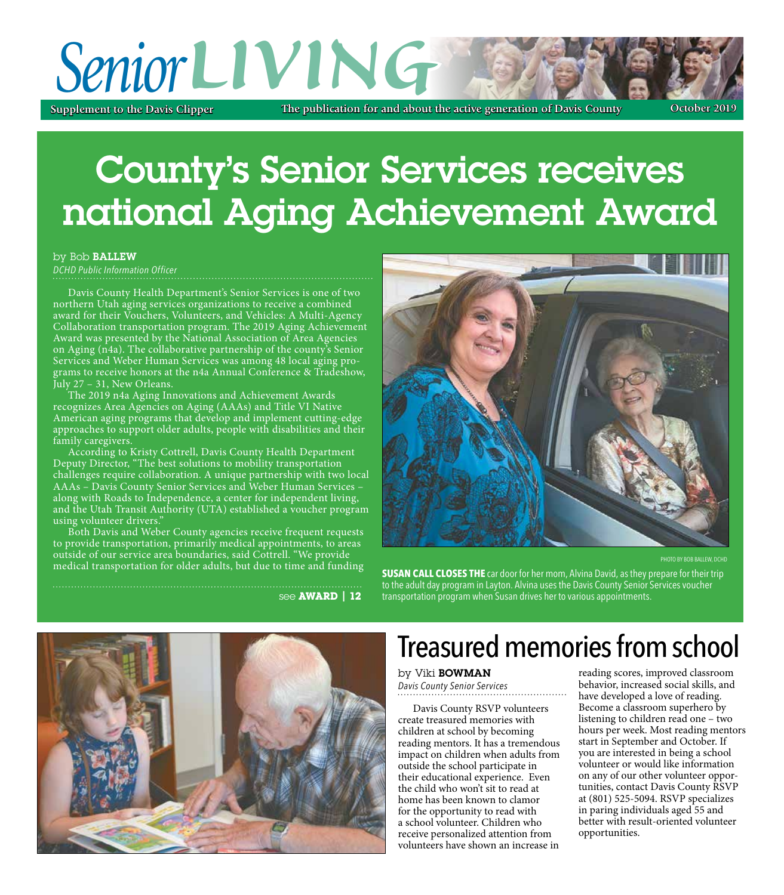# Senior LIVING

**Supplement to the Davis Clipper** | **The publication for and about the active generation of Davis County** | **October 2019**

# County's Senior Services receives national Aging Achievement Award

by Bob **BALLEW**
*DCHD Public Information Officer*

Davis County Health Department's Senior Services is one of two northern Utah aging services organizations to receive a combined award for their Vouchers, Volunteers, and Vehicles: A Multi-Agency Collaboration transportation program. The 2019 Aging Achievement Award was presented by the National Association of Area Agencies on Aging (n4a). The collaborative partnership of the county's Senior Services and Weber Human Services was among 48 local aging programs to receive honors at the n4a Annual Conference & Tradeshow, July 27 – 31, New Orleans.

The 2019 n4a Aging Innovations and Achievement Awards recognizes Area Agencies on Aging (AAAs) and Title VI Native American aging programs that develop and implement cutting-edge approaches to support older adults, people with disabilities and their family caregivers.

According to Kristy Cottrell, Davis County Health Department Deputy Director, "The best solutions to mobility transportation challenges require collaboration. A unique partnership with two local AAAs – Davis County Senior Services and Weber Human Services – along with Roads to Independence, a center for independent living, and the Utah Transit Authority (UTA) established a voucher program using volunteer drivers."

Both Davis and Weber County agencies receive frequent requests to provide transportation, primarily medical appointments, to areas outside of our service area boundaries, said Cottrell. "We provide medical transportation for older adults, but due to time and funding

see **AWARD | 12**

PHOTO BY BOB BALLEW, DCHD

**SUSAN CALL CLOSES THE** car door for her mom, Alvina David, as they prepare for their trip to the adult day program in Layton. Alvina uses the Davis County Senior Services voucher transportation program when Susan drives her to various appointments.

## Treasured memories from school

by Viki **BOWMAN**
*Davis County Senior Services*

Davis County RSVP volunteers create treasured memories with children at school by becoming reading mentors. It has a tremendous impact on children when adults from outside the school participate in their educational experience. Even the child who won't sit to read at home has been known to clamor for the opportunity to read with a school volunteer. Children who receive personalized attention from volunteers have shown an increase in reading scores, improved classroom behavior, increased social skills, and have developed a love of reading. Become a classroom superhero by listening to children read one – two hours per week. Most reading mentors start in September and October. If you are interested in being a school volunteer or would like information on any of our other volunteer opportunities, contact Davis County RSVP at (801) 525-5094. RSVP specializes in paring individuals aged 55 and better with result-oriented volunteer opportunities.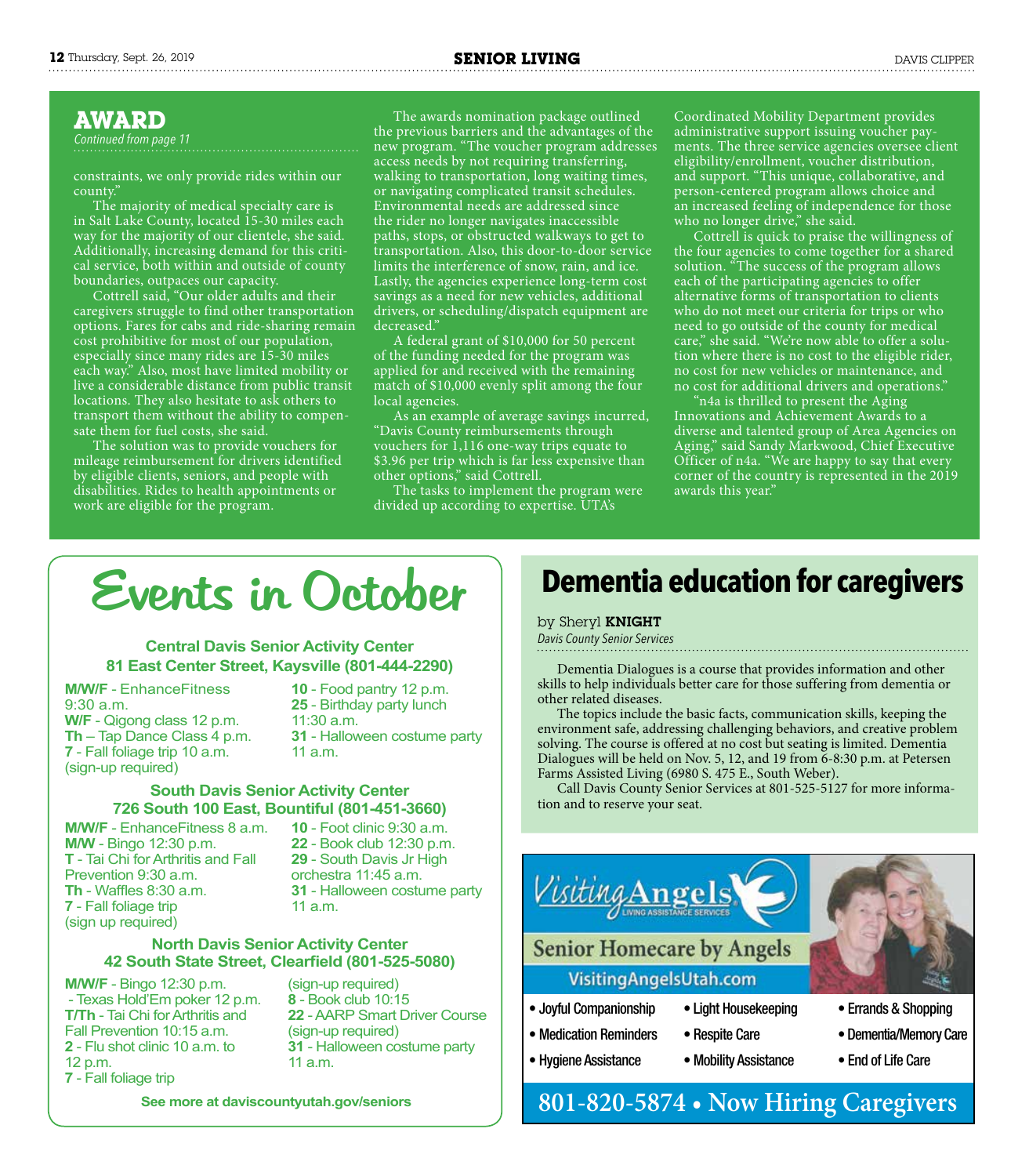## AWARD

*Continued from page 11*

constraints, we only provide rides within our county."

The majority of medical specialty care is in Salt Lake County, located 15-30 miles each way for the majority of our clientele, she said. Additionally, increasing demand for this critical service, both within and outside of county boundaries, outpaces our capacity.

Cottrell said, "Our older adults and their caregivers struggle to find other transportation options. Fares for cabs and ride-sharing remain cost prohibitive for most of our population, especially since many rides are 15-30 miles each way." Also, most have limited mobility or live a considerable distance from public transit locations. They also hesitate to ask others to transport them without the ability to compensate them for fuel costs, she said.

The solution was to provide vouchers for mileage reimbursement for drivers identified by eligible clients, seniors, and people with disabilities. Rides to health appointments or work are eligible for the program.

The awards nomination package outlined the previous barriers and the advantages of the new program. "The voucher program addresses access needs by not requiring transferring, walking to transportation, long waiting times, or navigating complicated transit schedules. Environmental needs are addressed since the rider no longer navigates inaccessible paths, stops, or obstructed walkways to get to transportation. Also, this door-to-door service limits the interference of snow, rain, and ice. Lastly, the agencies experience long-term cost savings as a need for new vehicles, additional drivers, or scheduling/dispatch equipment are decreased."

A federal grant of $10,000 for 50 percent of the funding needed for the program was applied for and received with the remaining match of $10,000 evenly split among the four local agencies.

As an example of average savings incurred, "Davis County reimbursements through vouchers for 1,116 one-way trips equate to $3.96 per trip which is far less expensive than other options," said Cottrell.

The tasks to implement the program were divided up according to expertise. UTA's Coordinated Mobility Department provides administrative support issuing voucher payments. The three service agencies oversee client eligibility/enrollment, voucher distribution, and support. "This unique, collaborative, and person-centered program allows choice and an increased feeling of independence for those who no longer drive," she said.

Cottrell is quick to praise the willingness of the four agencies to come together for a shared solution. "The success of the program allows each of the participating agencies to offer alternative forms of transportation to clients who do not meet our criteria for trips or who need to go outside of the county for medical care," she said. "We're now able to offer a solution where there is no cost to the eligible rider, no cost for new vehicles or maintenance, and no cost for additional drivers and operations."

"n4a is thrilled to present the Aging Innovations and Achievement Awards to a diverse and talented group of Area Agencies on Aging," said Sandy Markwood, Chief Executive Officer of n4a. "We are happy to say that every corner of the country is represented in the 2019 awards this year."

# Events in October

### Central Davis Senior Activity Center
### 81 East Center Street, Kaysville (801-444-2290)

**M/W/F** - EnhanceFitness 9:30 a.m.
**W/F** - Qigong class 12 p.m.
**Th** – Tap Dance Class 4 p.m.
**7** - Fall foliage trip 10 a.m. (sign-up required)
**10** - Food pantry 12 p.m.
**25** - Birthday party lunch 11:30 a.m.
**31** - Halloween costume party 11 a.m.

### South Davis Senior Activity Center
### 726 South 100 East, Bountiful (801-451-3660)

**M/W/F** - EnhanceFitness 8 a.m.
**M/W** - Bingo 12:30 p.m.
**T** - Tai Chi for Arthritis and Fall Prevention 9:30 a.m.
**Th** - Waffles 8:30 a.m.
**7** - Fall foliage trip (sign up required)
**10** - Foot clinic 9:30 a.m.
**22** - Book club 12:30 p.m.
**29** - South Davis Jr High orchestra 11:45 a.m.
**31** - Halloween costume party 11 a.m.

### North Davis Senior Activity Center
### 42 South State Street, Clearfield (801-525-5080)

**M/W/F** - Bingo 12:30 p.m.
- Texas Hold'Em poker 12 p.m.
**T/Th** - Tai Chi for Arthritis and Fall Prevention 10:15 a.m.
**2** - Flu shot clinic 10 a.m. to 12 p.m.
**7** - Fall foliage trip (sign-up required)
**8** - Book club 10:15
**22** - AARP Smart Driver Course (sign-up required)
**31** - Halloween costume party 11 a.m.

**See more at daviscountyutah.gov/seniors**

# Dementia education for caregivers

by Sheryl **KNIGHT**
*Davis County Senior Services*

Dementia Dialogues is a course that provides information and other skills to help individuals better care for those suffering from dementia or other related diseases.

The topics include the basic facts, communication skills, keeping the environment safe, addressing challenging behaviors, and creative problem solving. The course is offered at no cost but seating is limited. Dementia Dialogues will be held on Nov. 5, 12, and 19 from 6-8:30 p.m. at Petersen Farms Assisted Living (6980 S. 475 E., South Weber).

Call Davis County Senior Services at 801-525-5127 for more information and to reserve your seat.

**Visiting Angels** LIVING ASSISTANCE SERVICES

Senior Homecare by Angels

VisitingAngelsUtah.com

- Joyful Companionship
- Light Housekeeping
- Errands & Shopping
- Medication Reminders
- Respite Care
- Dementia/Memory Care
- Hygiene Assistance
- Mobility Assistance
- End of Life Care

**801-820-5874 • Now Hiring Caregivers**